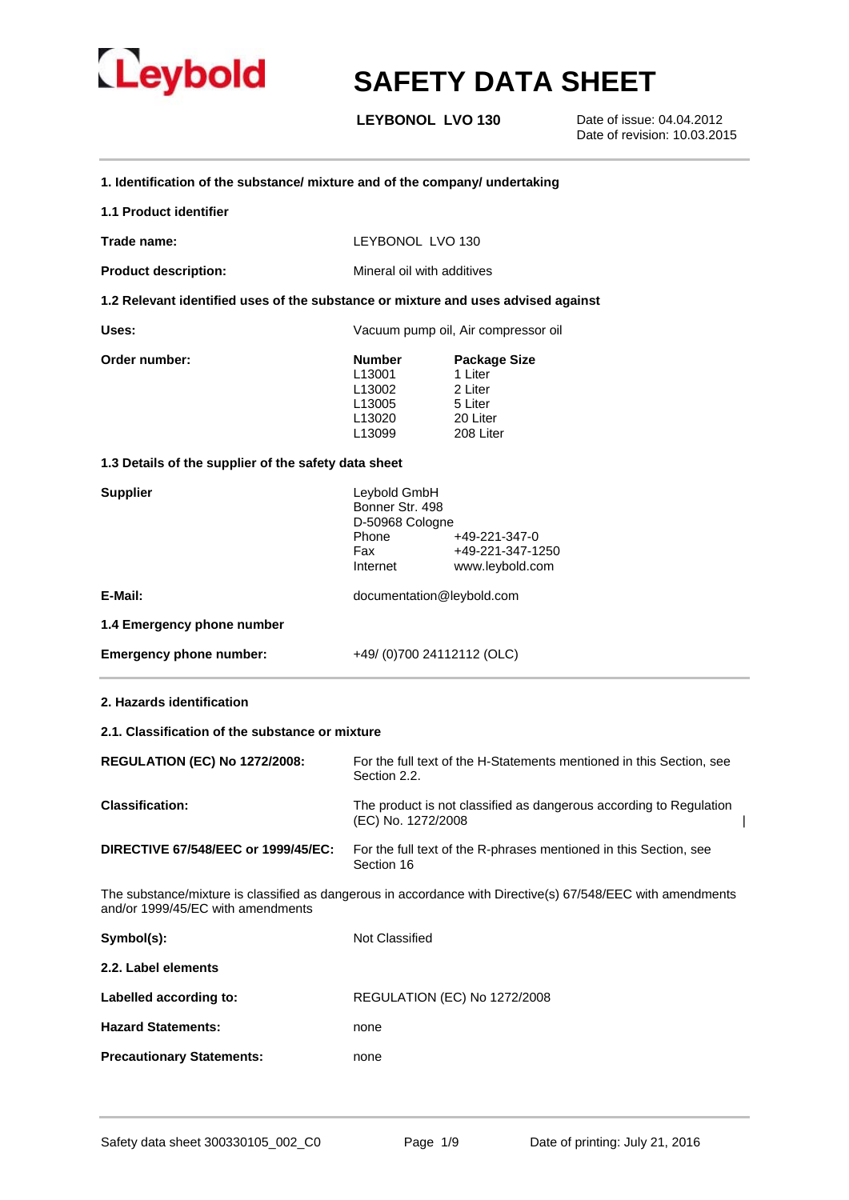Leybold

# SAFETY DATA SHEET

**LEYBONOL LVO 130**

Date of issue: 04.04.2012
Date of revision: 10.03.2015

## 1. Identification of the substance/ mixture and of the company/ undertaking

### 1.1 Product identifier

**Trade name:** LEYBONOL LVO 130

**Product description:** Mineral oil with additives

### 1.2 Relevant identified uses of the substance or mixture and uses advised against

**Uses:** Vacuum pump oil, Air compressor oil

**Order number:**

| Number | Package Size |
|---|---|
| L13001 | 1 Liter |
| L13002 | 2 Liter |
| L13005 | 5 Liter |
| L13020 | 20 Liter |
| L13099 | 208 Liter |

### 1.3 Details of the supplier of the safety data sheet

**Supplier**

Leybold GmbH
Bonner Str. 498
D-50968 Cologne

| | |
|---|---|
| Phone | +49-221-347-0 |
| Fax | +49-221-347-1250 |
| Internet | www.leybold.com |

**E-Mail:** documentation@leybold.com

### 1.4 Emergency phone number

**Emergency phone number:** +49/ (0)700 24112112 (OLC)

## 2. Hazards identification

### 2.1. Classification of the substance or mixture

**REGULATION (EC) No 1272/2008:** For the full text of the H-Statements mentioned in this Section, see Section 2.2.

**Classification:** The product is not classified as dangerous according to Regulation (EC) No. 1272/2008

**DIRECTIVE 67/548/EEC or 1999/45/EC:** For the full text of the R-phrases mentioned in this Section, see Section 16

The substance/mixture is classified as dangerous in accordance with Directive(s) 67/548/EEC with amendments and/or 1999/45/EC with amendments

**Symbol(s):** Not Classified

### 2.2. Label elements

**Labelled according to:** REGULATION (EC) No 1272/2008

**Hazard Statements:** none

**Precautionary Statements:** none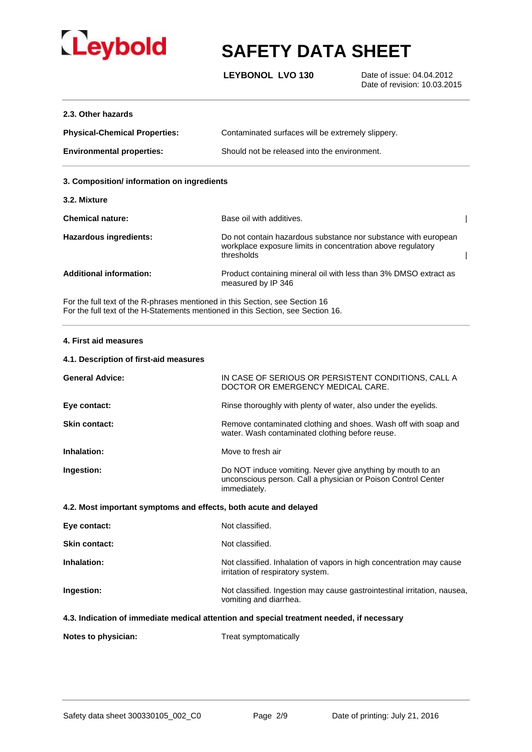### 2.3. Other hazards

| | |
|---|---|
| **Physical-Chemical Properties:** | Contaminated surfaces will be extremely slippery. |
| **Environmental properties:** | Should not be released into the environment. |

## 3. Composition/ information on ingredients

### 3.2. Mixture

| | |
|---|---|
| **Chemical nature:** | Base oil with additives. |
| **Hazardous ingredients:** | Do not contain hazardous substance nor substance with european workplace exposure limits in concentration above regulatory thresholds |
| **Additional information:** | Product containing mineral oil with less than 3% DMSO extract as measured by IP 346 |

For the full text of the R-phrases mentioned in this Section, see Section 16
For the full text of the H-Statements mentioned in this Section, see Section 16.

## 4. First aid measures

### 4.1. Description of first-aid measures

| | |
|---|---|
| **General Advice:** | IN CASE OF SERIOUS OR PERSISTENT CONDITIONS, CALL A DOCTOR OR EMERGENCY MEDICAL CARE. |
| **Eye contact:** | Rinse thoroughly with plenty of water, also under the eyelids. |
| **Skin contact:** | Remove contaminated clothing and shoes. Wash off with soap and water. Wash contaminated clothing before reuse. |
| **Inhalation:** | Move to fresh air |
| **Ingestion:** | Do NOT induce vomiting. Never give anything by mouth to an unconscious person. Call a physician or Poison Control Center immediately. |

### 4.2. Most important symptoms and effects, both acute and delayed

| | |
|---|---|
| **Eye contact:** | Not classified. |
| **Skin contact:** | Not classified. |
| **Inhalation:** | Not classified. Inhalation of vapors in high concentration may cause irritation of respiratory system. |
| **Ingestion:** | Not classified. Ingestion may cause gastrointestinal irritation, nausea, vomiting and diarrhea. |

### 4.3. Indication of immediate medical attention and special treatment needed, if necessary

| | |
|---|---|
| **Notes to physician:** | Treat symptomatically |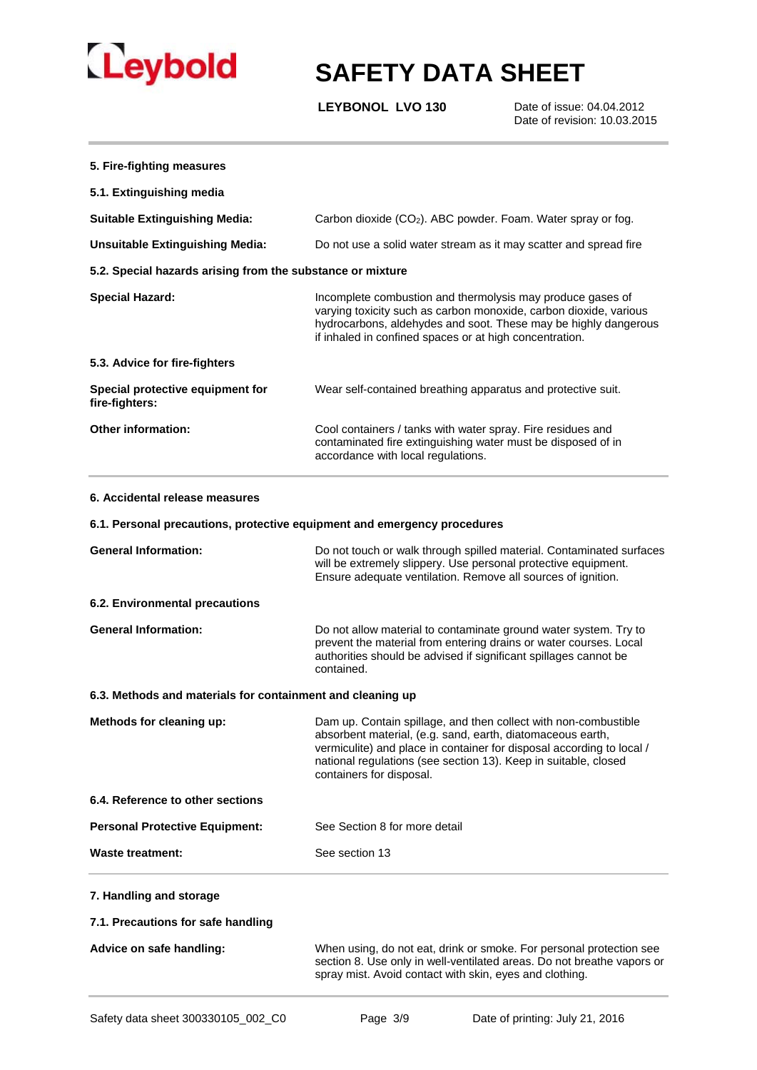## 5. Fire-fighting measures

### 5.1. Extinguishing media

| | |
|---|---|
| **Suitable Extinguishing Media:** | Carbon dioxide ($CO_2$). ABC powder. Foam. Water spray or fog. |
| **Unsuitable Extinguishing Media:** | Do not use a solid water stream as it may scatter and spread fire |

### 5.2. Special hazards arising from the substance or mixture

| | |
|---|---|
| **Special Hazard:** | Incomplete combustion and thermolysis may produce gases of varying toxicity such as carbon monoxide, carbon dioxide, various hydrocarbons, aldehydes and soot. These may be highly dangerous if inhaled in confined spaces or at high concentration. |

### 5.3. Advice for fire-fighters

| | |
|---|---|
| **Special protective equipment for fire-fighters:** | Wear self-contained breathing apparatus and protective suit. |
| **Other information:** | Cool containers / tanks with water spray. Fire residues and contaminated fire extinguishing water must be disposed of in accordance with local regulations. |

## 6. Accidental release measures

### 6.1. Personal precautions, protective equipment and emergency procedures

| | |
|---|---|
| **General Information:** | Do not touch or walk through spilled material. Contaminated surfaces will be extremely slippery. Use personal protective equipment. Ensure adequate ventilation. Remove all sources of ignition. |

### 6.2. Environmental precautions

| | |
|---|---|
| **General Information:** | Do not allow material to contaminate ground water system. Try to prevent the material from entering drains or water courses. Local authorities should be advised if significant spillages cannot be contained. |

### 6.3. Methods and materials for containment and cleaning up

| | |
|---|---|
| **Methods for cleaning up:** | Dam up. Contain spillage, and then collect with non-combustible absorbent material, (e.g. sand, earth, diatomaceous earth, vermiculite) and place in container for disposal according to local / national regulations (see section 13). Keep in suitable, closed containers for disposal. |

### 6.4. Reference to other sections

| | |
|---|---|
| **Personal Protective Equipment:** | See Section 8 for more detail |
| **Waste treatment:** | See section 13 |

## 7. Handling and storage

### 7.1. Precautions for safe handling

| | |
|---|---|
| **Advice on safe handling:** | When using, do not eat, drink or smoke. For personal protection see section 8. Use only in well-ventilated areas. Do not breathe vapors or spray mist. Avoid contact with skin, eyes and clothing. |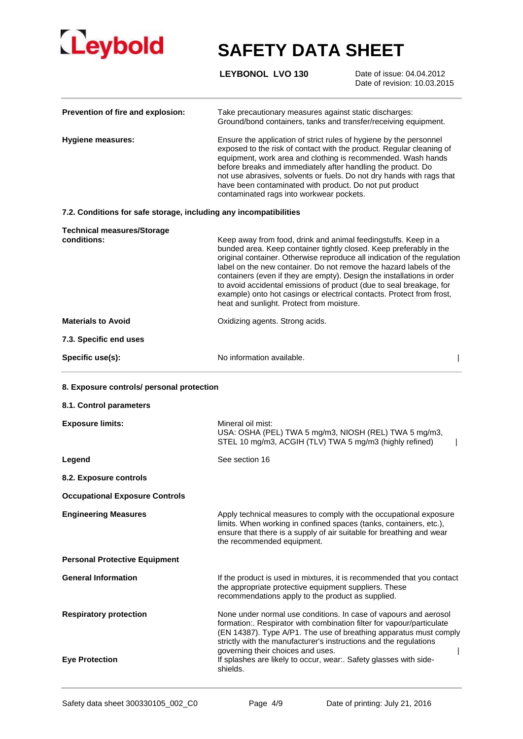| | |
|---|---|
| **Prevention of fire and explosion:** | Take precautionary measures against static discharges: Ground/bond containers, tanks and transfer/receiving equipment. |
| **Hygiene measures:** | Ensure the application of strict rules of hygiene by the personnel exposed to the risk of contact with the product. Regular cleaning of equipment, work area and clothing is recommended. Wash hands before breaks and immediately after handling the product. Do not use abrasives, solvents or fuels. Do not dry hands with rags that have been contaminated with product. Do not put product contaminated rags into workwear pockets. |

**7.2. Conditions for safe storage, including any incompatibilities**

| | |
|---|---|
| **Technical measures/Storage conditions:** | Keep away from food, drink and animal feedingstuffs. Keep in a bunded area. Keep container tightly closed. Keep preferably in the original container. Otherwise reproduce all indication of the regulation label on the new container. Do not remove the hazard labels of the containers (even if they are empty). Design the installations in order to avoid accidental emissions of product (due to seal breakage, for example) onto hot casings or electrical contacts. Protect from frost, heat and sunlight. Protect from moisture. |
| **Materials to Avoid** | Oxidizing agents. Strong acids. |

**7.3. Specific end uses**

| | |
|---|---|
| **Specific use(s):** | No information available. |

## 8. Exposure controls/ personal protection

**8.1. Control parameters**

| | |
|---|---|
| **Exposure limits:** | Mineral oil mist: USA: OSHA (PEL) TWA 5 mg/m3, NIOSH (REL) TWA 5 mg/m3, STEL 10 mg/m3, ACGIH (TLV) TWA 5 mg/m3 (highly refined) |
| **Legend** | See section 16 |

**8.2. Exposure controls**

**Occupational Exposure Controls**

| | |
|---|---|
| **Engineering Measures** | Apply technical measures to comply with the occupational exposure limits. When working in confined spaces (tanks, containers, etc.), ensure that there is a supply of air suitable for breathing and wear the recommended equipment. |

**Personal Protective Equipment**

| | |
|---|---|
| **General Information** | If the product is used in mixtures, it is recommended that you contact the appropriate protective equipment suppliers. These recommendations apply to the product as supplied. |
| **Respiratory protection** | None under normal use conditions. In case of vapours and aerosol formation:. Respirator with combination filter for vapour/particulate (EN 14387). Type A/P1. The use of breathing apparatus must comply strictly with the manufacturer's instructions and the regulations governing their choices and uses. |
| **Eye Protection** | If splashes are likely to occur, wear:. Safety glasses with side-shields. |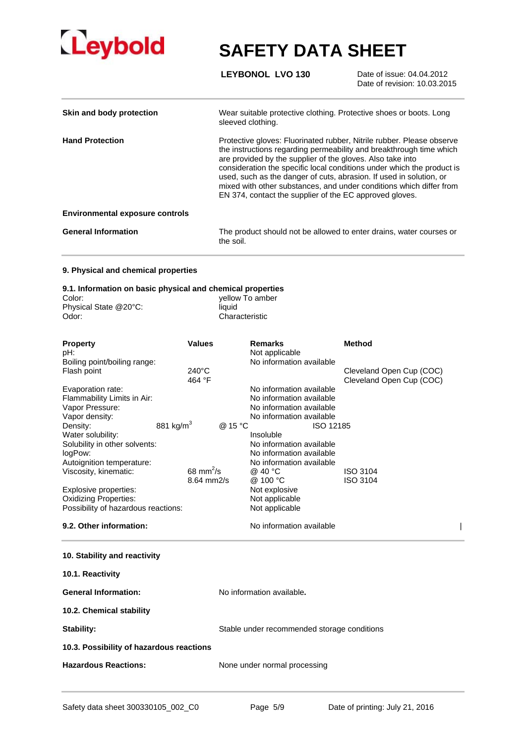| | |
|---|---|
| **Skin and body protection** | Wear suitable protective clothing. Protective shoes or boots. Long sleeved clothing. |
| **Hand Protection** | Protective gloves: Fluorinated rubber, Nitrile rubber. Please observe the instructions regarding permeability and breakthrough time which are provided by the supplier of the gloves. Also take into consideration the specific local conditions under which the product is used, such as the danger of cuts, abrasion. If used in solution, or mixed with other substances, and under conditions which differ from EN 374, contact the supplier of the EC approved gloves. |

**Environmental exposure controls**

| | |
|---|---|
| **General Information** | The product should not be allowed to enter drains, water courses or the soil. |

### 9. Physical and chemical properties

**9.1. Information on basic physical and chemical properties**

| | |
|---|---|
| Color: | yellow To amber |
| Physical State @20°C: | liquid |
| Odor: | Characteristic |

| Property | Values | Remarks | Method |
|---|---|---|---|
| pH: | | Not applicable | |
| Boiling point/boiling range: | | No information available | |
| Flash point | 240°C<br>464 °F | | Cleveland Open Cup (COC)<br>Cleveland Open Cup (COC) |
| Evaporation rate: | | No information available | |
| Flammability Limits in Air: | | No information available | |
| Vapor Pressure: | | No information available | |
| Vapor density: | | No information available | |
| Density: | 881 kg/m$^3$ | @ 15 °C | ISO 12185 |
| Water solubility: | | Insoluble | |
| Solubility in other solvents: | | No information available | |
| logPow: | | No information available | |
| Autoignition temperature: | | No information available | |
| Viscosity, kinematic: | 68 mm$^2$/s<br>8.64 mm2/s | @ 40 °C<br>@ 100 °C | ISO 3104<br>ISO 3104 |
| Explosive properties: | | Not explosive | |
| Oxidizing Properties: | | Not applicable | |
| Possibility of hazardous reactions: | | Not applicable | |

**9.2. Other information:** No information available

### 10. Stability and reactivity

**10.1. Reactivity**

| | |
|---|---|
| **General Information:** | No information available. |

**10.2. Chemical stability**

| | |
|---|---|
| **Stability:** | Stable under recommended storage conditions |

**10.3. Possibility of hazardous reactions**

| | |
|---|---|
| **Hazardous Reactions:** | None under normal processing |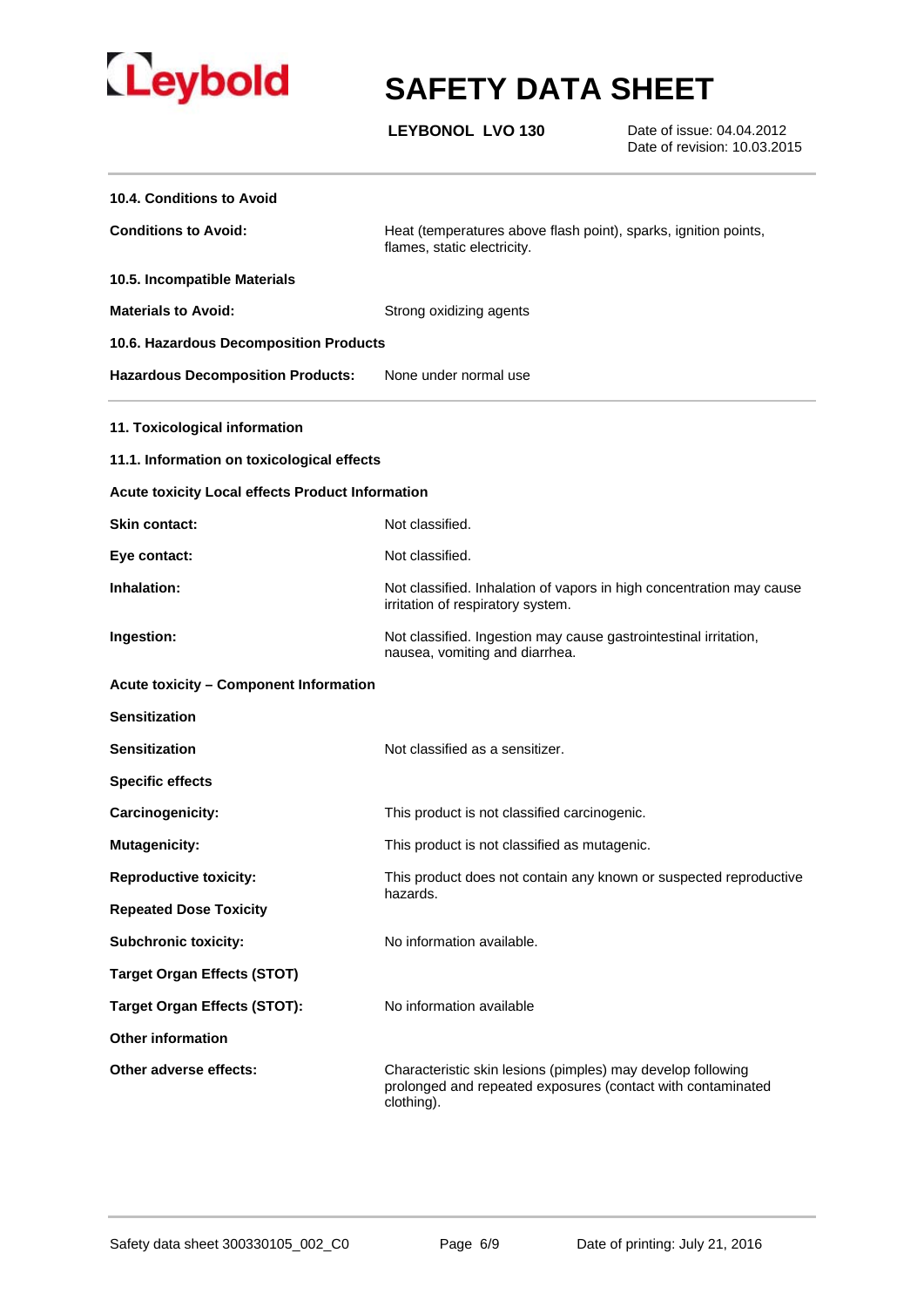#### 10.4. Conditions to Avoid

| | |
|---|---|
| **Conditions to Avoid:** | Heat (temperatures above flash point), sparks, ignition points, flames, static electricity. |

#### 10.5. Incompatible Materials

| | |
|---|---|
| **Materials to Avoid:** | Strong oxidizing agents |

#### 10.6. Hazardous Decomposition Products

| | |
|---|---|
| **Hazardous Decomposition Products:** | None under normal use |

## 11. Toxicological information

### 11.1. Information on toxicological effects

**Acute toxicity Local effects Product Information**

| | |
|---|---|
| **Skin contact:** | Not classified. |
| **Eye contact:** | Not classified. |
| **Inhalation:** | Not classified. Inhalation of vapors in high concentration may cause irritation of respiratory system. |
| **Ingestion:** | Not classified. Ingestion may cause gastrointestinal irritation, nausea, vomiting and diarrhea. |

**Acute toxicity – Component Information**

**Sensitization**

| | |
|---|---|
| **Sensitization** | Not classified as a sensitizer. |

**Specific effects**

| | |
|---|---|
| **Carcinogenicity:** | This product is not classified carcinogenic. |
| **Mutagenicity:** | This product is not classified as mutagenic. |
| **Reproductive toxicity:** | This product does not contain any known or suspected reproductive hazards. |

**Repeated Dose Toxicity**

| | |
|---|---|
| **Subchronic toxicity:** | No information available. |

**Target Organ Effects (STOT)**

| | |
|---|---|
| **Target Organ Effects (STOT):** | No information available |

**Other information**

| | |
|---|---|
| **Other adverse effects:** | Characteristic skin lesions (pimples) may develop following prolonged and repeated exposures (contact with contaminated clothing). |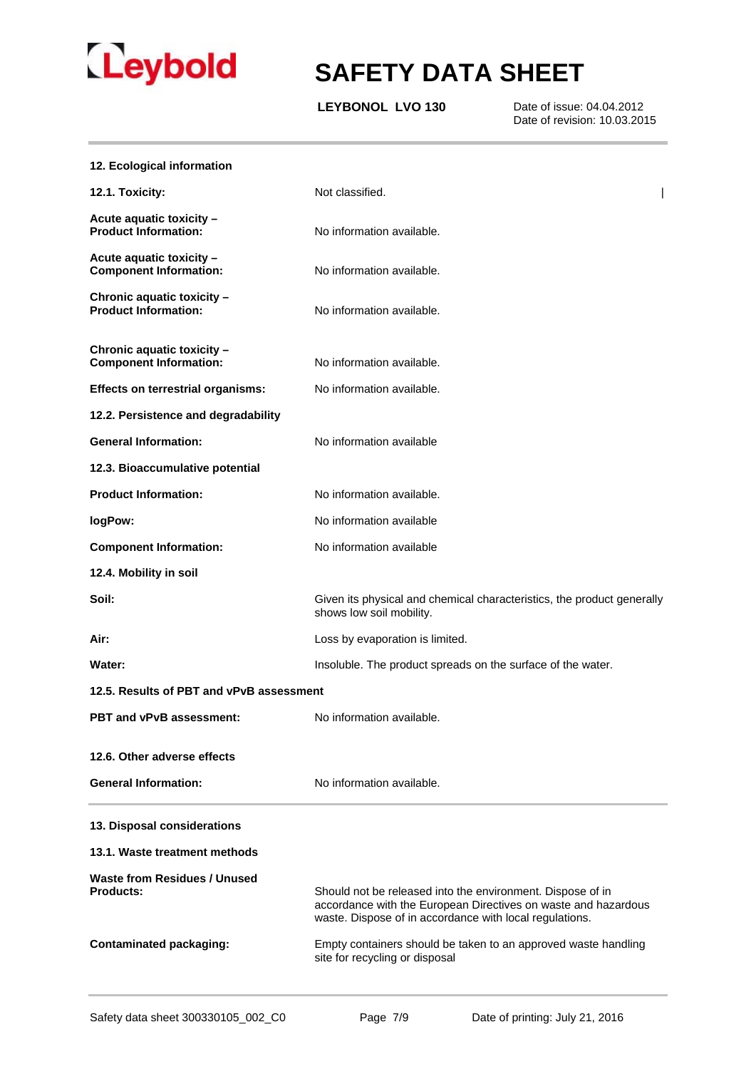## 12. Ecological information

**12.1. Toxicity:** Not classified.

**Acute aquatic toxicity – Product Information:** No information available.

**Acute aquatic toxicity – Component Information:** No information available.

**Chronic aquatic toxicity – Product Information:** No information available.

**Chronic aquatic toxicity – Component Information:** No information available.

**Effects on terrestrial organisms:** No information available.

### 12.2. Persistence and degradability

**General Information:** No information available

### 12.3. Bioaccumulative potential

**Product Information:** No information available.

**logPow:** No information available

**Component Information:** No information available

### 12.4. Mobility in soil

**Soil:** Given its physical and chemical characteristics, the product generally shows low soil mobility.

**Air:** Loss by evaporation is limited.

**Water:** Insoluble. The product spreads on the surface of the water.

### 12.5. Results of PBT and vPvB assessment

**PBT and vPvB assessment:** No information available.

### 12.6. Other adverse effects

**General Information:** No information available.

## 13. Disposal considerations

### 13.1. Waste treatment methods

**Waste from Residues / Unused Products:** Should not be released into the environment. Dispose of in accordance with the European Directives on waste and hazardous waste. Dispose of in accordance with local regulations.

**Contaminated packaging:** Empty containers should be taken to an approved waste handling site for recycling or disposal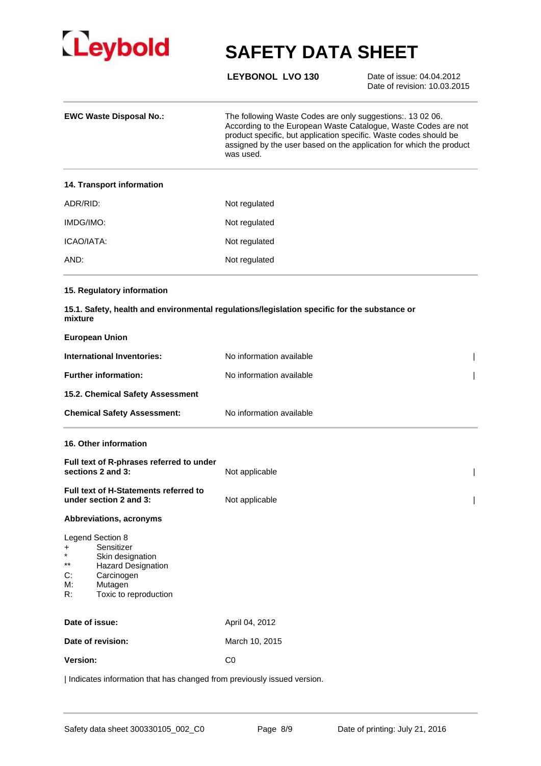| | |
|---|---|
| **EWC Waste Disposal No.:** | The following Waste Codes are only suggestions:. 13 02 06. According to the European Waste Catalogue, Waste Codes are not product specific, but application specific. Waste codes should be assigned by the user based on the application for which the product was used. |

## 14. Transport information

| | |
|---|---|
| ADR/RID: | Not regulated |
| IMDG/IMO: | Not regulated |
| ICAO/IATA: | Not regulated |
| AND: | Not regulated |

## 15. Regulatory information

### 15.1. Safety, health and environmental regulations/legislation specific for the substance or mixture

**European Union**

| | | |
|---|---|---|
| **International Inventories:** | No information available | \| |
| **Further information:** | No information available | \| |

### 15.2. Chemical Safety Assessment

| | |
|---|---|
| **Chemical Safety Assessment:** | No information available |

## 16. Other information

| | | |
|---|---|---|
| **Full text of R-phrases referred to under sections 2 and 3:** | Not applicable | \| |
| **Full text of H-Statements referred to under section 2 and 3:** | Not applicable | \| |

**Abbreviations, acronyms**

Legend Section 8

| | |
|---|---|
| + | Sensitizer |
| * | Skin designation |
| ** | Hazard Designation |
| C: | Carcinogen |
| M: | Mutagen |
| R: | Toxic to reproduction |

| | |
|---|---|
| **Date of issue:** | April 04, 2012 |
| **Date of revision:** | March 10, 2015 |
| **Version:** | C0 |

| Indicates information that has changed from previously issued version.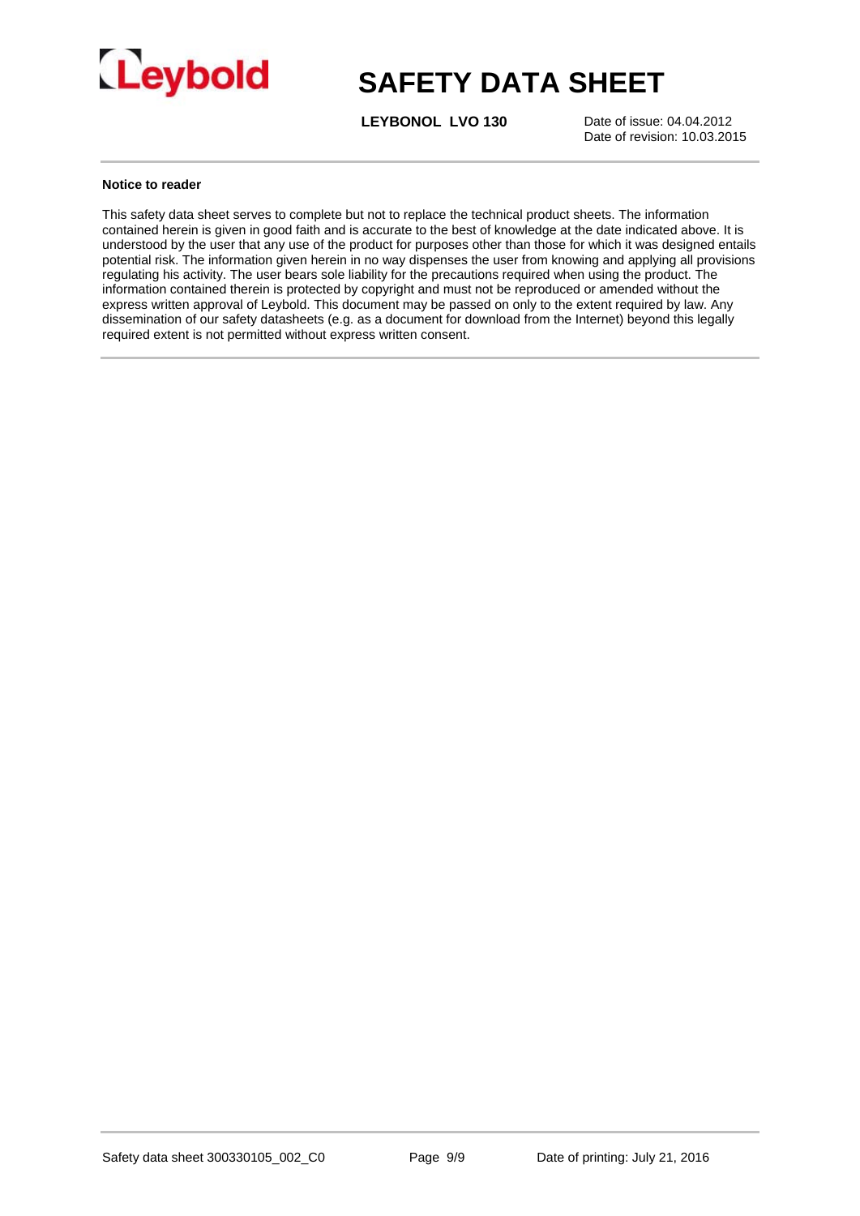**Notice to reader**

This safety data sheet serves to complete but not to replace the technical product sheets. The information contained herein is given in good faith and is accurate to the best of knowledge at the date indicated above. It is understood by the user that any use of the product for purposes other than those for which it was designed entails potential risk. The information given herein in no way dispenses the user from knowing and applying all provisions regulating his activity. The user bears sole liability for the precautions required when using the product. The information contained therein is protected by copyright and must not be reproduced or amended without the express written approval of Leybold. This document may be passed on only to the extent required by law. Any dissemination of our safety datasheets (e.g. as a document for download from the Internet) beyond this legally required extent is not permitted without express written consent.